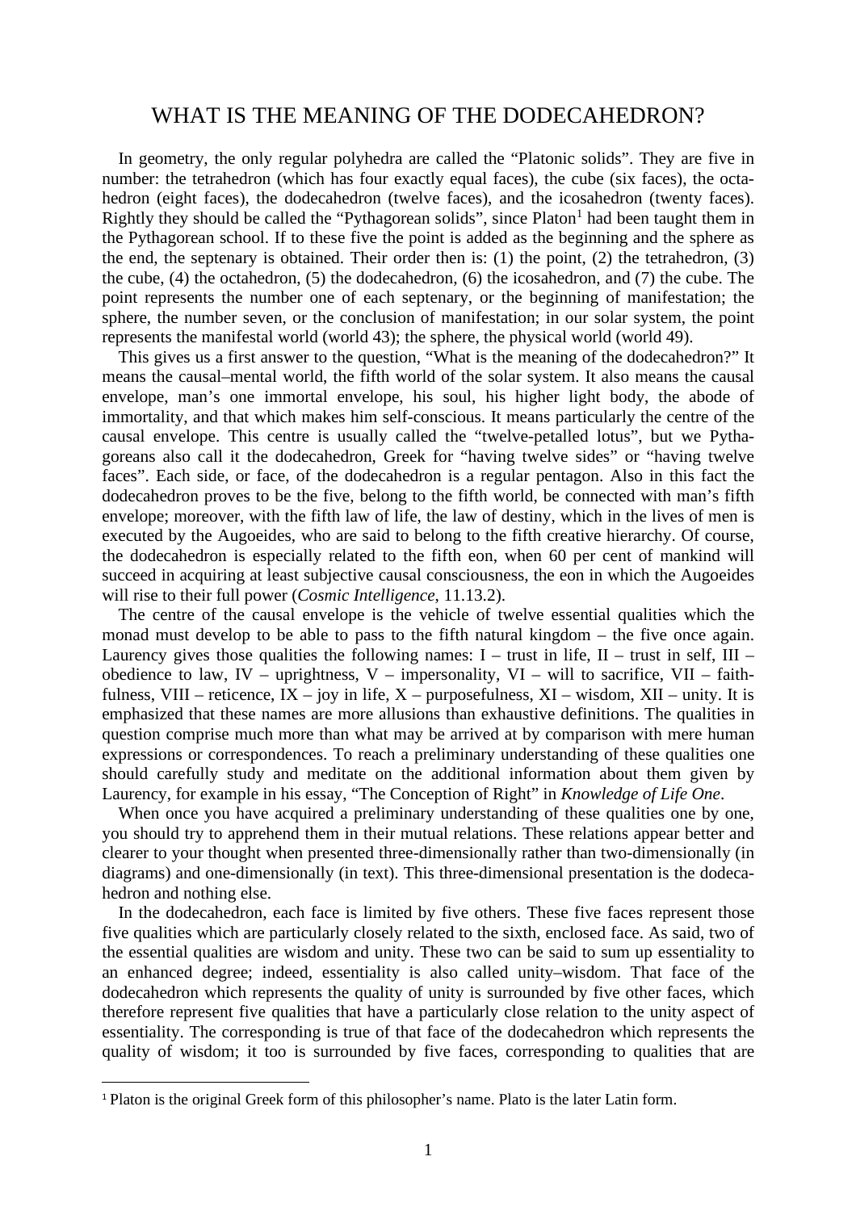# WHAT IS THE MEANING OF THE DODECAHEDRON?

In geometry, the only regular polyhedra are called the "Platonic solids". They are five in number: the tetrahedron (which has four exactly equal faces), the cube (six faces), the octahedron (eight faces), the dodecahedron (twelve faces), and the icosahedron (twenty faces). Rightly they should be called the "Pythagorean solids", since Platon[1] had been taught them in the Pythagorean school. If to these five the point is added as the beginning and the sphere as the end, the septenary is obtained. Their order then is: (1) the point, (2) the tetrahedron, (3) the cube, (4) the octahedron, (5) the dodecahedron, (6) the icosahedron, and (7) the cube. The point represents the number one of each septenary, or the beginning of manifestation; the sphere, the number seven, or the conclusion of manifestation; in our solar system, the point represents the manifestal world (world 43); the sphere, the physical world (world 49).

This gives us a first answer to the question, "What is the meaning of the dodecahedron?" It means the causal–mental world, the fifth world of the solar system. It also means the causal envelope, man's one immortal envelope, his soul, his higher light body, the abode of immortality, and that which makes him self-conscious. It means particularly the centre of the causal envelope. This centre is usually called the "twelve-petalled lotus", but we Pythagoreans also call it the dodecahedron, Greek for "having twelve sides" or "having twelve faces". Each side, or face, of the dodecahedron is a regular pentagon. Also in this fact the dodecahedron proves to be the five, belong to the fifth world, be connected with man's fifth envelope; moreover, with the fifth law of life, the law of destiny, which in the lives of men is executed by the Augoeides, who are said to belong to the fifth creative hierarchy. Of course, the dodecahedron is especially related to the fifth eon, when 60 per cent of mankind will succeed in acquiring at least subjective causal consciousness, the eon in which the Augoeides will rise to their full power (*Cosmic Intelligence*, 11.13.2).

The centre of the causal envelope is the vehicle of twelve essential qualities which the monad must develop to be able to pass to the fifth natural kingdom – the five once again. Laurency gives those qualities the following names: I – trust in life, II – trust in self, III – obedience to law, IV – uprightness, V – impersonality, VI – will to sacrifice, VII – faithfulness, VIII – reticence, IX – joy in life, X – purposefulness, XI – wisdom, XII – unity. It is emphasized that these names are more allusions than exhaustive definitions. The qualities in question comprise much more than what may be arrived at by comparison with mere human expressions or correspondences. To reach a preliminary understanding of these qualities one should carefully study and meditate on the additional information about them given by Laurency, for example in his essay, "The Conception of Right" in *Knowledge of Life One*.

When once you have acquired a preliminary understanding of these qualities one by one, you should try to apprehend them in their mutual relations. These relations appear better and clearer to your thought when presented three-dimensionally rather than two-dimensionally (in diagrams) and one-dimensionally (in text). This three-dimensional presentation is the dodecahedron and nothing else.

In the dodecahedron, each face is limited by five others. These five faces represent those five qualities which are particularly closely related to the sixth, enclosed face. As said, two of the essential qualities are wisdom and unity. These two can be said to sum up essentiality to an enhanced degree; indeed, essentiality is also called unity–wisdom. That face of the dodecahedron which represents the quality of unity is surrounded by five other faces, which therefore represent five qualities that have a particularly close relation to the unity aspect of essentiality. The corresponding is true of that face of the dodecahedron which represents the quality of wisdom; it too is surrounded by five faces, corresponding to qualities that are

[1] Platon is the original Greek form of this philosopher's name. Plato is the later Latin form.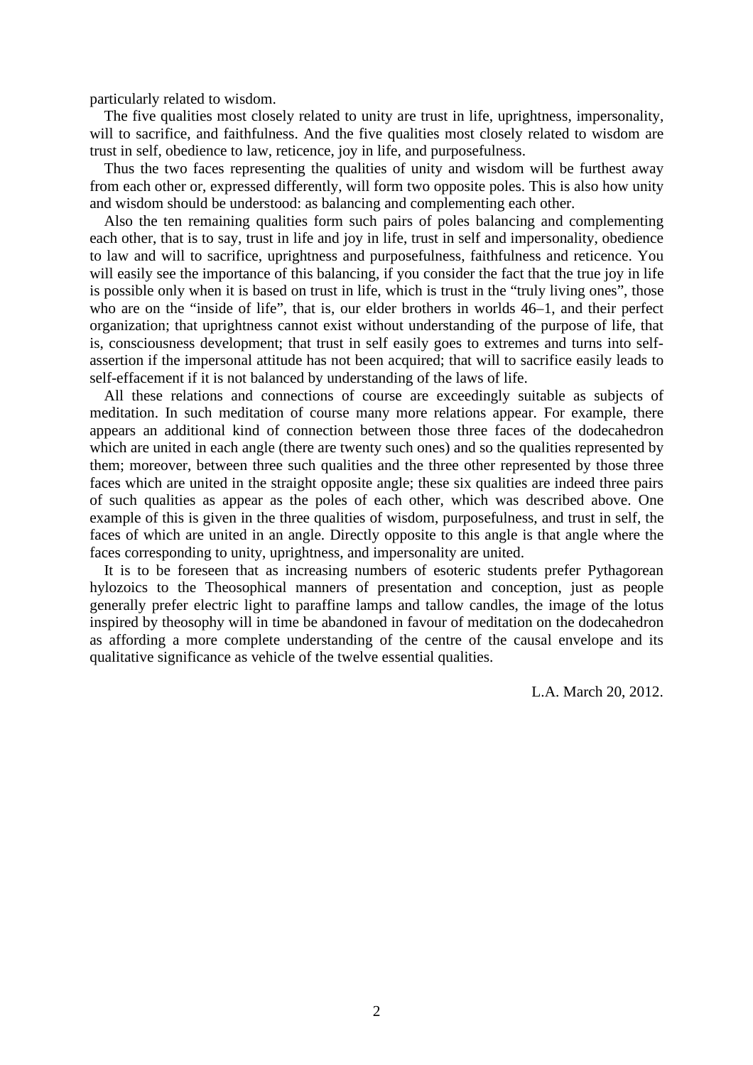particularly related to wisdom.

The five qualities most closely related to unity are trust in life, uprightness, impersonality, will to sacrifice, and faithfulness. And the five qualities most closely related to wisdom are trust in self, obedience to law, reticence, joy in life, and purposefulness.

Thus the two faces representing the qualities of unity and wisdom will be furthest away from each other or, expressed differently, will form two opposite poles. This is also how unity and wisdom should be understood: as balancing and complementing each other.

Also the ten remaining qualities form such pairs of poles balancing and complementing each other, that is to say, trust in life and joy in life, trust in self and impersonality, obedience to law and will to sacrifice, uprightness and purposefulness, faithfulness and reticence. You will easily see the importance of this balancing, if you consider the fact that the true joy in life is possible only when it is based on trust in life, which is trust in the "truly living ones", those who are on the "inside of life", that is, our elder brothers in worlds 46–1, and their perfect organization; that uprightness cannot exist without understanding of the purpose of life, that is, consciousness development; that trust in self easily goes to extremes and turns into self-assertion if the impersonal attitude has not been acquired; that will to sacrifice easily leads to self-effacement if it is not balanced by understanding of the laws of life.

All these relations and connections of course are exceedingly suitable as subjects of meditation. In such meditation of course many more relations appear. For example, there appears an additional kind of connection between those three faces of the dodecahedron which are united in each angle (there are twenty such ones) and so the qualities represented by them; moreover, between three such qualities and the three other represented by those three faces which are united in the straight opposite angle; these six qualities are indeed three pairs of such qualities as appear as the poles of each other, which was described above. One example of this is given in the three qualities of wisdom, purposefulness, and trust in self, the faces of which are united in an angle. Directly opposite to this angle is that angle where the faces corresponding to unity, uprightness, and impersonality are united.

It is to be foreseen that as increasing numbers of esoteric students prefer Pythagorean hylozoics to the Theosophical manners of presentation and conception, just as people generally prefer electric light to paraffine lamps and tallow candles, the image of the lotus inspired by theosophy will in time be abandoned in favour of meditation on the dodecahedron as affording a more complete understanding of the centre of the causal envelope and its qualitative significance as vehicle of the twelve essential qualities.

L.A. March 20, 2012.